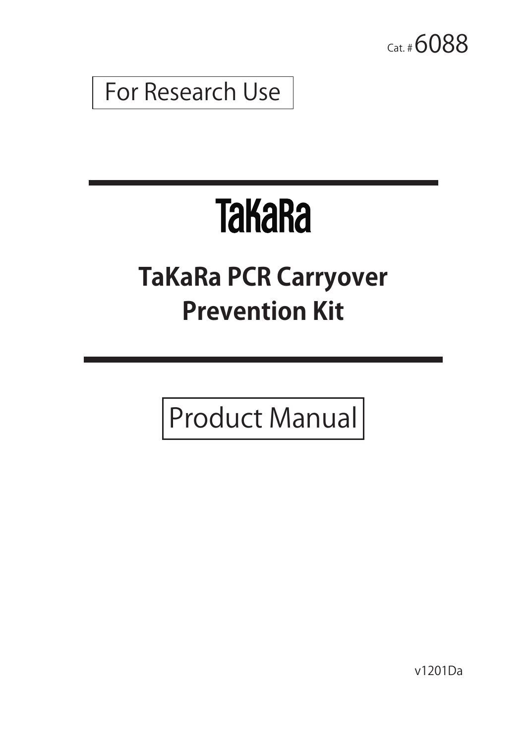Cat. # 6088

For Research Use

# TaKaRa

# TaKaRa PCR Carryover Prevention Kit

Product Manual

v1201Da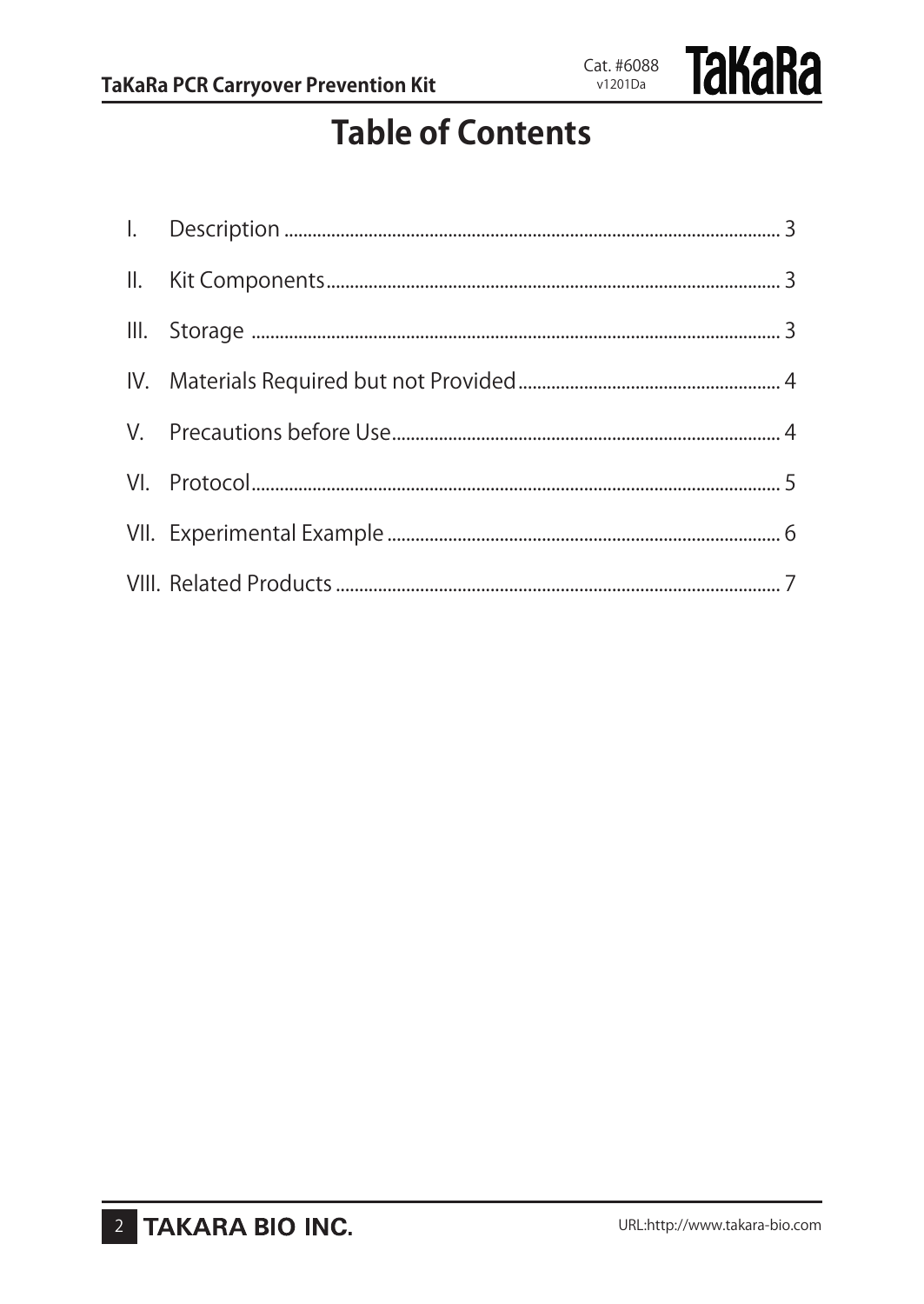# Table of Contents

| | | |
|---|---|---|
| I. | Description | 3 |
| II. | Kit Components | 3 |
| III. | Storage | 3 |
| IV. | Materials Required but not Provided | 4 |
| V. | Precautions before Use | 4 |
| VI. | Protocol | 5 |
| VII. | Experimental Example | 6 |
| VIII. | Related Products | 7 |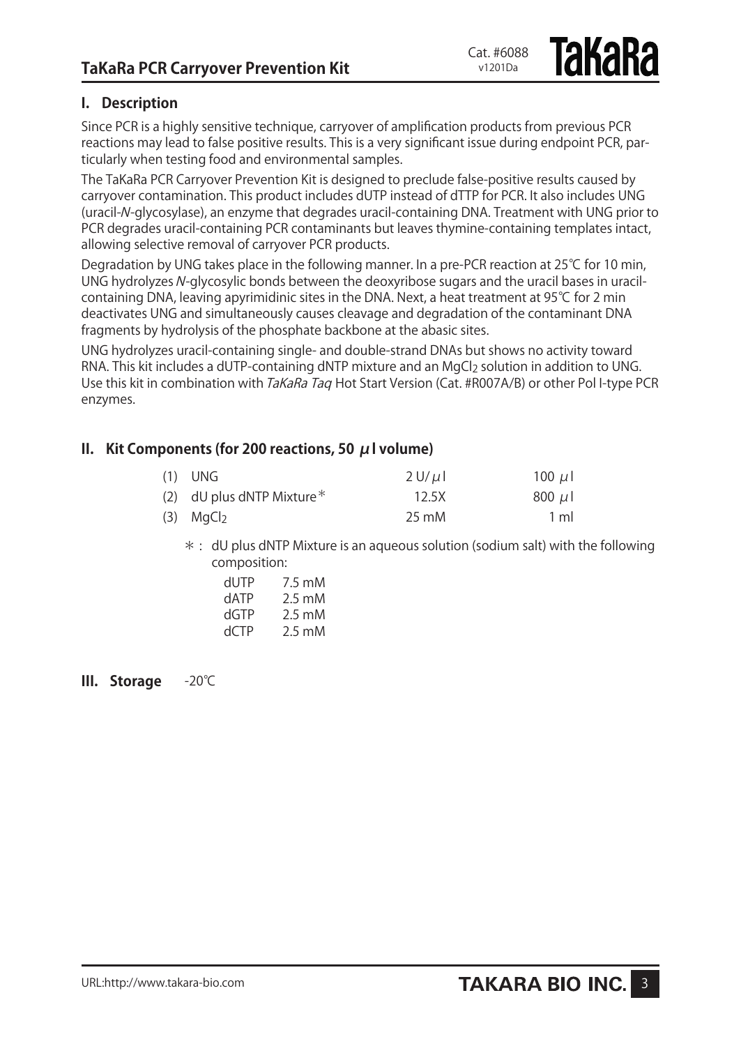## I. Description

Since PCR is a highly sensitive technique, carryover of amplification products from previous PCR reactions may lead to false positive results. This is a very significant issue during endpoint PCR, particularly when testing food and environmental samples.

The TaKaRa PCR Carryover Prevention Kit is designed to preclude false-positive results caused by carryover contamination. This product includes dUTP instead of dTTP for PCR. It also includes UNG (uracil-*N*-glycosylase), an enzyme that degrades uracil-containing DNA. Treatment with UNG prior to PCR degrades uracil-containing PCR contaminants but leaves thymine-containing templates intact, allowing selective removal of carryover PCR products.

Degradation by UNG takes place in the following manner. In a pre-PCR reaction at 25℃ for 10 min, UNG hydrolyzes *N*-glycosylic bonds between the deoxyribose sugars and the uracil bases in uracil-containing DNA, leaving apyrimidinic sites in the DNA. Next, a heat treatment at 95℃ for 2 min deactivates UNG and simultaneously causes cleavage and degradation of the contaminant DNA fragments by hydrolysis of the phosphate backbone at the abasic sites.

UNG hydrolyzes uracil-containing single- and double-strand DNAs but shows no activity toward RNA. This kit includes a dUTP-containing dNTP mixture and an $MgCl_2$ solution in addition to UNG. Use this kit in combination with *TaKaRa Taq* Hot Start Version (Cat. #R007A/B) or other Pol I-type PCR enzymes.

## II. Kit Components (for 200 reactions, 50 μl volume)

| | | |
|---|---|---|
| (1) UNG | 2 U/μl | 100 μl |
| (2) dU plus dNTP Mixture* | 12.5X | 800 μl |
| (3) $MgCl_2$ | 25 mM | 1 ml |

*: dU plus dNTP Mixture is an aqueous solution (sodium salt) with the following composition:

| | |
|---|---|
| dUTP | 7.5 mM |
| dATP | 2.5 mM |
| dGTP | 2.5 mM |
| dCTP | 2.5 mM |

## III. Storage  -20℃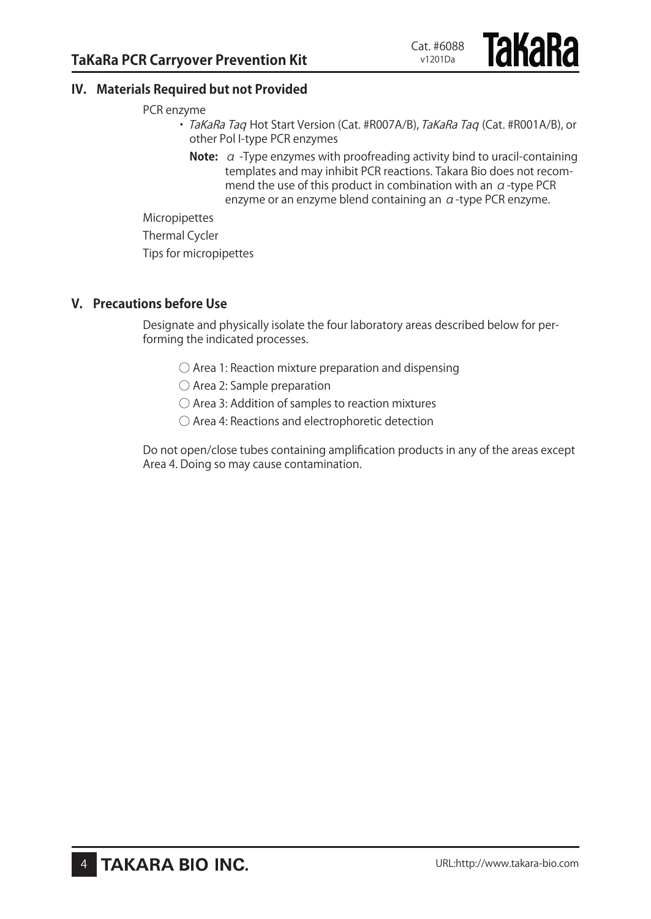## IV. Materials Required but not Provided

PCR enzyme

- *TaKaRa Taq* Hot Start Version (Cat. #R007A/B), *TaKaRa Taq* (Cat. #R001A/B), or other Pol I-type PCR enzymes

  **Note:** α -Type enzymes with proofreading activity bind to uracil-containing templates and may inhibit PCR reactions. Takara Bio does not recommend the use of this product in combination with an α -type PCR enzyme or an enzyme blend containing an α -type PCR enzyme.

Micropipettes

Thermal Cycler

Tips for micropipettes

## V. Precautions before Use

Designate and physically isolate the four laboratory areas described below for performing the indicated processes.

○ Area 1: Reaction mixture preparation and dispensing

○ Area 2: Sample preparation

○ Area 3: Addition of samples to reaction mixtures

○ Area 4: Reactions and electrophoretic detection

Do not open/close tubes containing amplification products in any of the areas except Area 4. Doing so may cause contamination.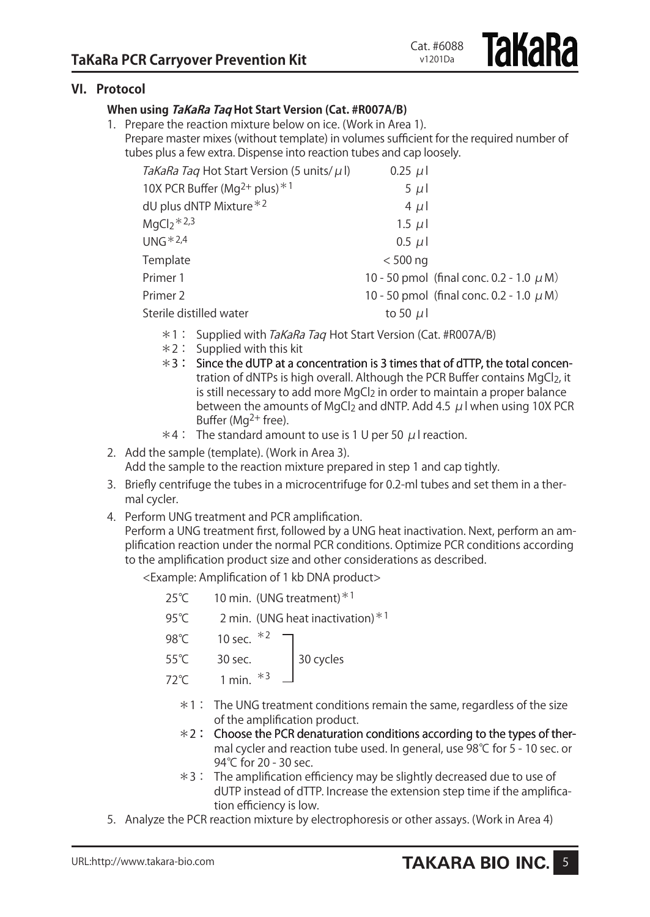## VI. Protocol

### When using *TaKaRa Taq* Hot Start Version (Cat. #R007A/B)

1. Prepare the reaction mixture below on ice. (Work in Area 1).
   Prepare master mixes (without template) in volumes sufficient for the required number of tubes plus a few extra. Dispense into reaction tubes and cap loosely.

| | | |
|---|---|---|
| *TaKaRa Taq* Hot Start Version (5 units/ $\mu$ l) | 0.25 $\mu$ l | |
| 10X PCR Buffer ($Mg^{2+}$ plus)*1 | 5 $\mu$ l | |
| dU plus dNTP Mixture*2 | 4 $\mu$ l | |
| $MgCl_2$*2,3 | 1.5 $\mu$ l | |
| UNG*2,4 | 0.5 $\mu$ l | |
| Template | < 500 ng | |
| Primer 1 | 10 - 50 pmol | (final conc. 0.2 - 1.0 $\mu$ M) |
| Primer 2 | 10 - 50 pmol | (final conc. 0.2 - 1.0 $\mu$ M) |
| Sterile distilled water | to 50 $\mu$ l | |

   *1 : Supplied with *TaKaRa Taq* Hot Start Version (Cat. #R007A/B)
   *2 : Supplied with this kit
   *3 : Since the dUTP at a concentration is 3 times that of dTTP, the total concentration of dNTPs is high overall. Although the PCR Buffer contains $MgCl_2$, it is still necessary to add more $MgCl_2$ in order to maintain a proper balance between the amounts of $MgCl_2$ and dNTP. Add 4.5 $\mu$ l when using 10X PCR Buffer ($Mg^{2+}$ free).
   *4 : The standard amount to use is 1 U per 50 $\mu$ l reaction.

2. Add the sample (template). (Work in Area 3).
   Add the sample to the reaction mixture prepared in step 1 and cap tightly.
3. Briefly centrifuge the tubes in a microcentrifuge for 0.2-ml tubes and set them in a thermal cycler.
4. Perform UNG treatment and PCR amplification.
   Perform a UNG treatment first, followed by a UNG heat inactivation. Next, perform an amplification reaction under the normal PCR conditions. Optimize PCR conditions according to the amplification product size and other considerations as described.

   <Example: Amplification of 1 kb DNA product>

| | | |
|---|---|---|
| 25℃ | 10 min. (UNG treatment)*1 | |
| 95℃ | 2 min. (UNG heat inactivation)*1 | |
| 98℃ | 10 sec. *2 | 30 cycles |
| 55℃ | 30 sec. | |
| 72℃ | 1 min. *3 | |

   *1 : The UNG treatment conditions remain the same, regardless of the size of the amplification product.
   *2 : Choose the PCR denaturation conditions according to the types of thermal cycler and reaction tube used. In general, use 98℃ for 5 - 10 sec. or 94℃ for 20 - 30 sec.
   *3 : The amplification efficiency may be slightly decreased due to use of dUTP instead of dTTP. Increase the extension step time if the amplification efficiency is low.

5. Analyze the PCR reaction mixture by electrophoresis or other assays. (Work in Area 4)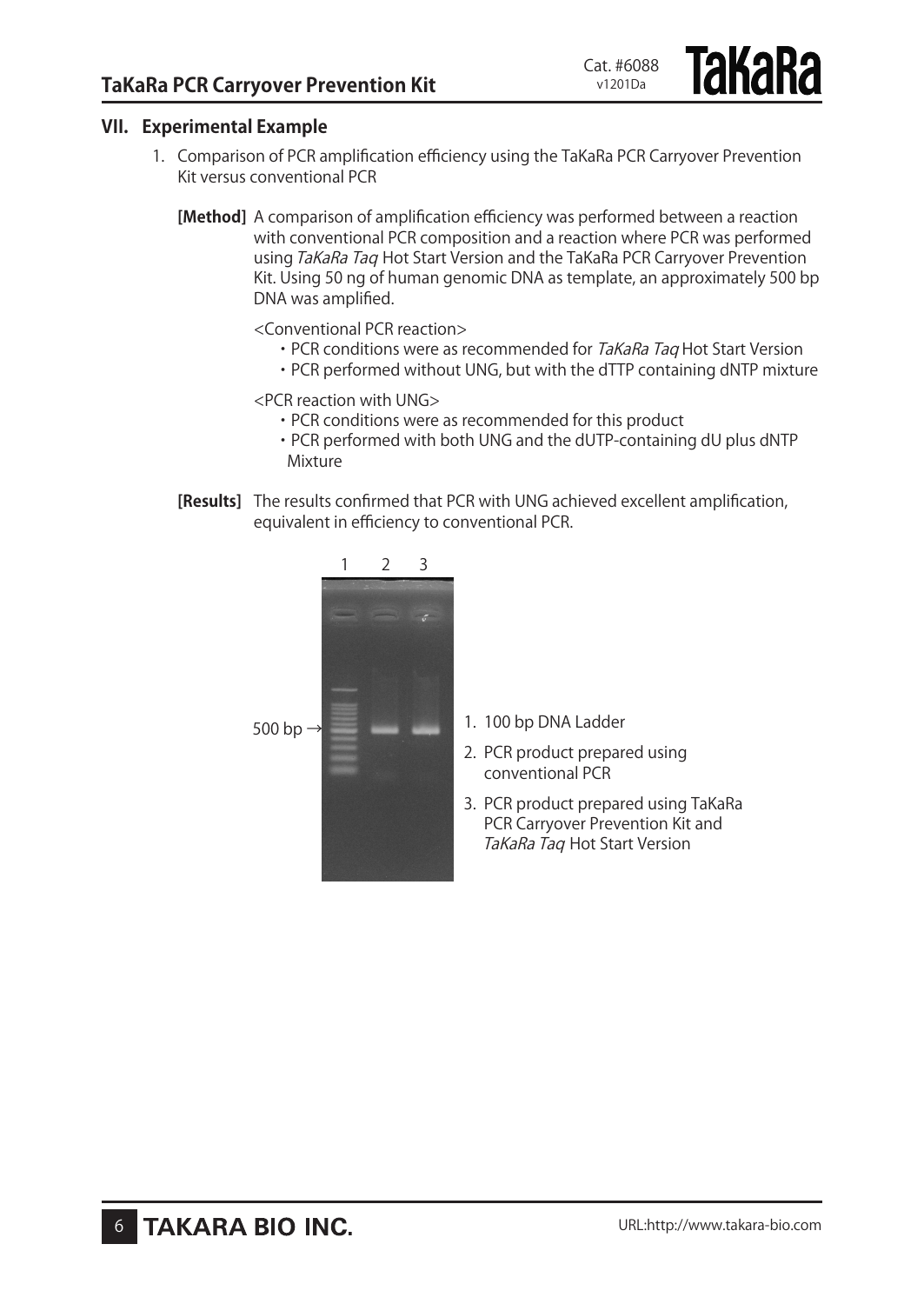## VII. Experimental Example

1. Comparison of PCR amplification efficiency using the TaKaRa PCR Carryover Prevention Kit versus conventional PCR

**[Method]** A comparison of amplification efficiency was performed between a reaction with conventional PCR composition and a reaction where PCR was performed using *TaKaRa Taq* Hot Start Version and the TaKaRa PCR Carryover Prevention Kit. Using 50 ng of human genomic DNA as template, an approximately 500 bp DNA was amplified.

<Conventional PCR reaction>

- PCR conditions were as recommended for *TaKaRa Taq* Hot Start Version
- PCR performed without UNG, but with the dTTP containing dNTP mixture

<PCR reaction with UNG>

- PCR conditions were as recommended for this product
- PCR performed with both UNG and the dUTP-containing dU plus dNTP Mixture

**[Results]** The results confirmed that PCR with UNG achieved excellent amplification, equivalent in efficiency to conventional PCR.

1 2 3

500 bp →

1. 100 bp DNA Ladder
2. PCR product prepared using conventional PCR
3. PCR product prepared using TaKaRa PCR Carryover Prevention Kit and *TaKaRa Taq* Hot Start Version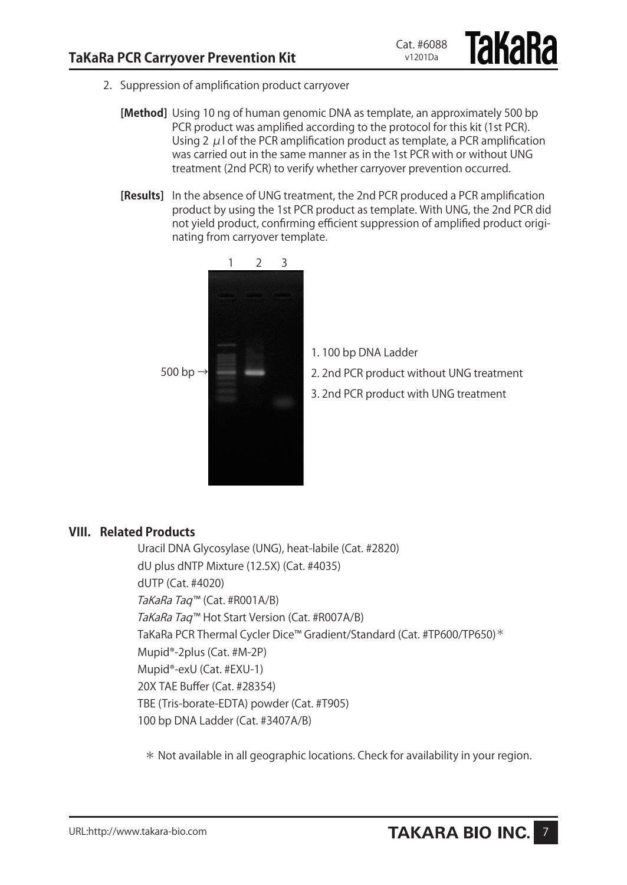2. Suppression of amplification product carryover

   **[Method]** Using 10 ng of human genomic DNA as template, an approximately 500 bp PCR product was amplified according to the protocol for this kit (1st PCR). Using 2 $\mu$l of the PCR amplification product as template, a PCR amplification was carried out in the same manner as in the 1st PCR with or without UNG treatment (2nd PCR) to verify whether carryover prevention occurred.

   **[Results]** In the absence of UNG treatment, the 2nd PCR produced a PCR amplification product by using the 1st PCR product as template. With UNG, the 2nd PCR did not yield product, confirming efficient suppression of amplified product originating from carryover template.

1 2 3

500 bp →

1. 100 bp DNA Ladder
2. 2nd PCR product without UNG treatment
3. 2nd PCR product with UNG treatment

## VIII. Related Products

Uracil DNA Glycosylase (UNG), heat-labile (Cat. #2820)
dU plus dNTP Mixture (12.5X) (Cat. #4035)
dUTP (Cat. #4020)
*TaKaRa Taq*™ (Cat. #R001A/B)
*TaKaRa Taq*™ Hot Start Version (Cat. #R007A/B)
TaKaRa PCR Thermal Cycler Dice™ Gradient/Standard (Cat. #TP600/TP650)*
Mupid®-2plus (Cat. #M-2P)
Mupid®-exU (Cat. #EXU-1)
20X TAE Buffer (Cat. #28354)
TBE (Tris-borate-EDTA) powder (Cat. #T905)
100 bp DNA Ladder (Cat. #3407A/B)

* Not available in all geographic locations. Check for availability in your region.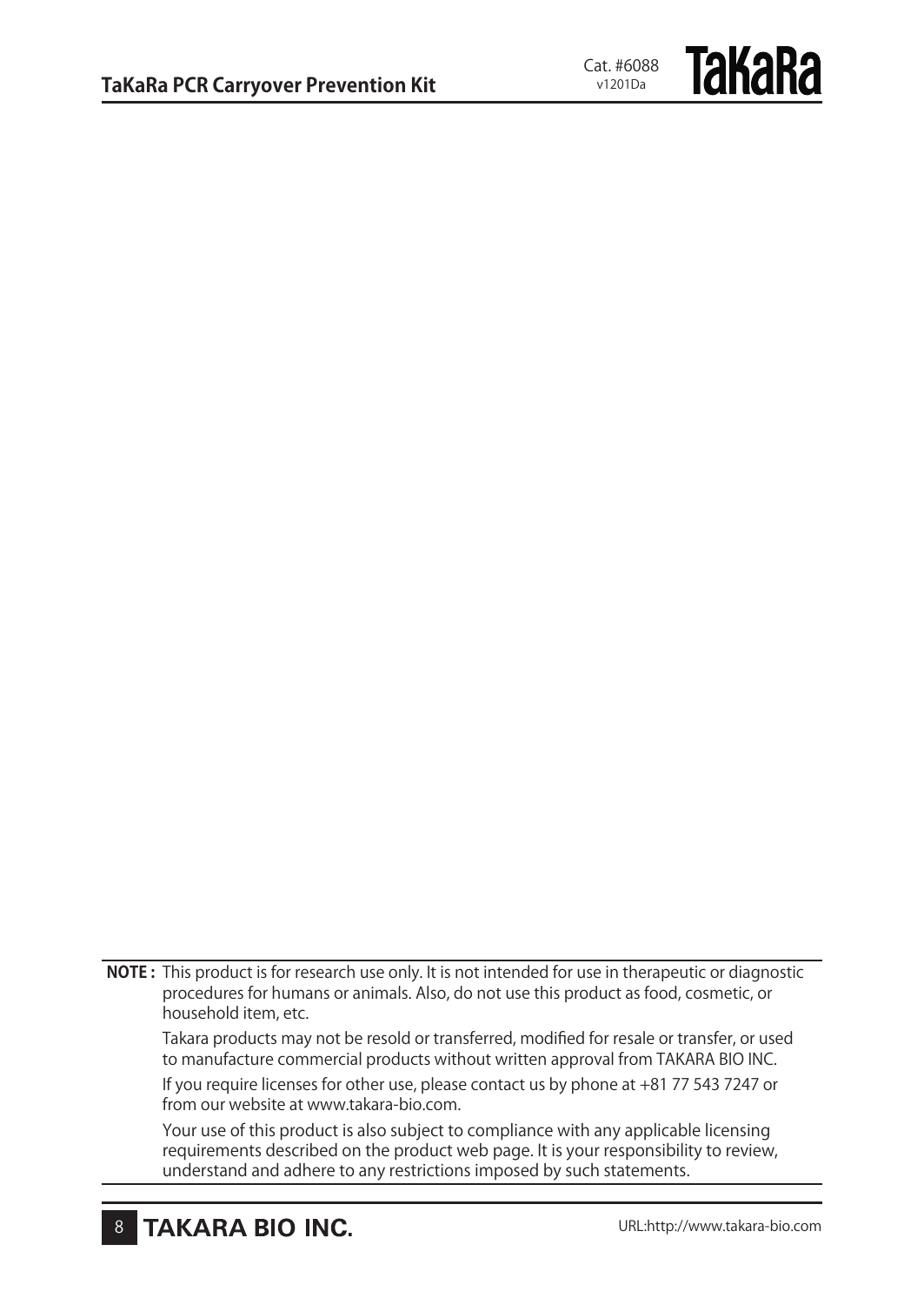**NOTE :** This product is for research use only. It is not intended for use in therapeutic or diagnostic procedures for humans or animals. Also, do not use this product as food, cosmetic, or household item, etc.

Takara products may not be resold or transferred, modified for resale or transfer, or used to manufacture commercial products without written approval from TAKARA BIO INC.

If you require licenses for other use, please contact us by phone at +81 77 543 7247 or from our website at www.takara-bio.com.

Your use of this product is also subject to compliance with any applicable licensing requirements described on the product web page. It is your responsibility to review, understand and adhere to any restrictions imposed by such statements.